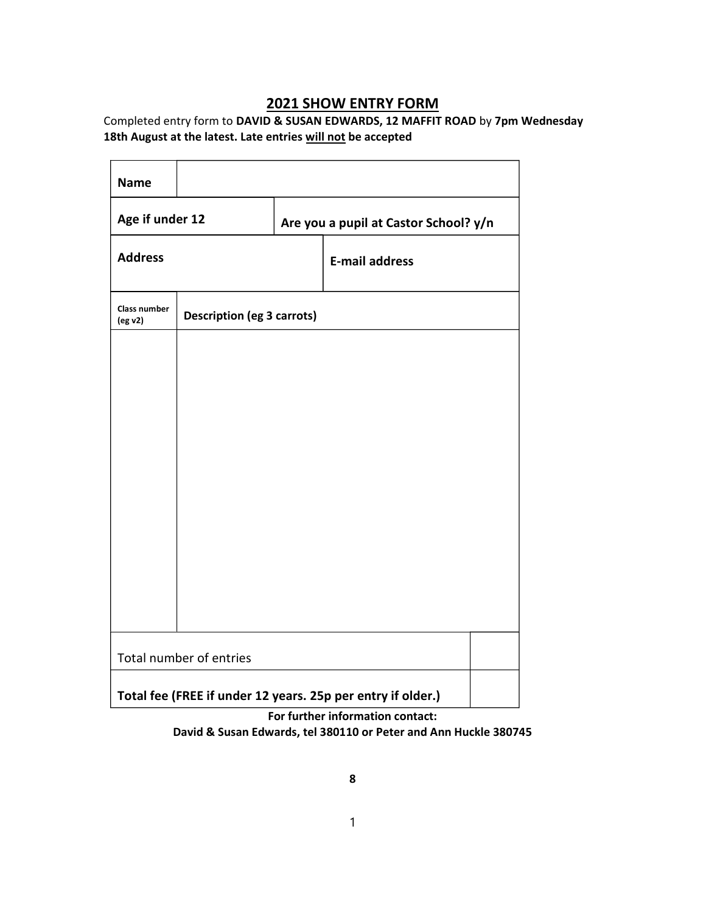## 2021 SHOW ENTRY FORM

Completed entry form to **DAVID & SUSAN EDWARDS, 12 MAFFIT ROAD** by **7pm Wednesday 18th August at the latest. Late entries <u>will not</u> be accepted**

| **Name** | | |
|---|---|---|
| **Age if under 12** | **Are you a pupil at Castor School? y/n** | |
| **Address** | **E-mail address** | |
| **Class number (eg v2)** | **Description (eg 3 carrots)** | |
| | | |
| Total number of entries | | |
| **Total fee (FREE if under 12 years. 25p per entry if older.)** | | |

**For further information contact:**
**David & Susan Edwards, tel 380110 or Peter and Ann Huckle 380745**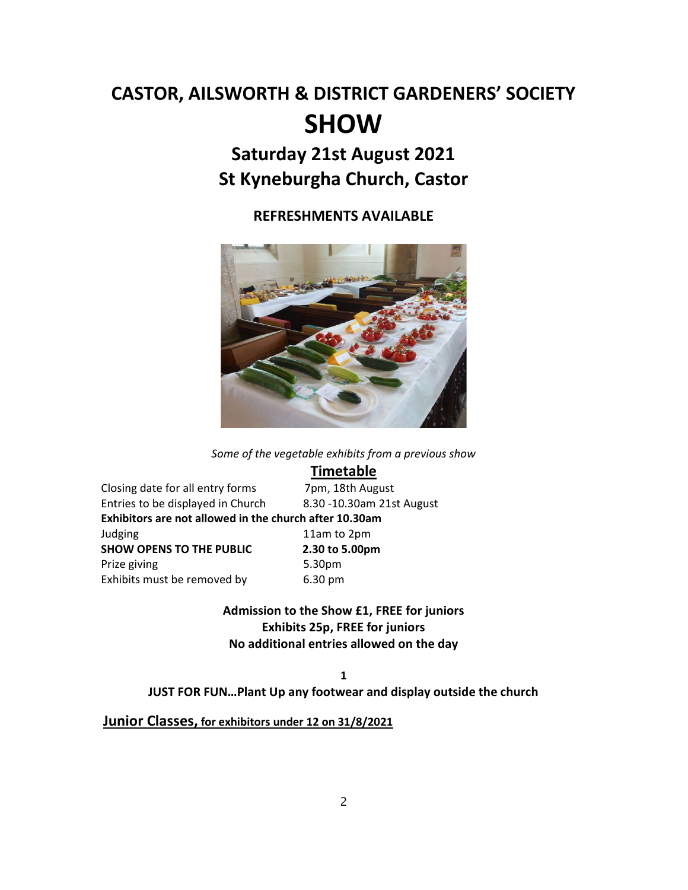# CASTOR, AILSWORTH & DISTRICT GARDENERS' SOCIETY

# SHOW

## Saturday 21st August 2021
## St Kyneburgha Church, Castor

**REFRESHMENTS AVAILABLE**

*Some of the vegetable exhibits from a previous show*

## Timetable

| | |
|---|---|
| Closing date for all entry forms | 7pm, 18th August |
| Entries to be displayed in Church | 8.30 -10.30am 21st August |
| **Exhibitors are not allowed in the church after 10.30am** | |
| Judging | 11am to 2pm |
| **SHOW OPENS TO THE PUBLIC** | **2.30 to 5.00pm** |
| Prize giving | 5.30pm |
| Exhibits must be removed by | 6.30 pm |

**Admission to the Show £1, FREE for juniors**
**Exhibits 25p, FREE for juniors**
**No additional entries allowed on the day**

**1**
**JUST FOR FUN…Plant Up any footwear and display outside the church**

**Junior Classes, for exhibitors under 12 on 31/8/2021**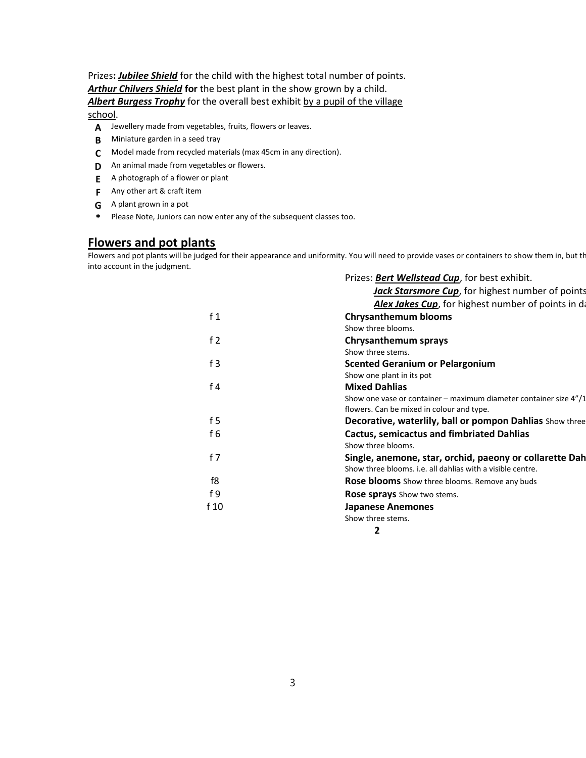Prizes**:** ***Jubilee Shield*** for the child with the highest total number of points.
***Arthur Chilvers Shield*** **for** the best plant in the show grown by a child.
***Albert Burgess Trophy*** for the overall best exhibit by a pupil of the village school.

- **A** Jewellery made from vegetables, fruits, flowers or leaves.
- **B** Miniature garden in a seed tray
- **C** Model made from recycled materials (max 45cm in any direction).
- **D** An animal made from vegetables or flowers.
- **E** A photograph of a flower or plant
- **F** Any other art & craft item
- **G** A plant grown in a pot
- **\*** Please Note, Juniors can now enter any of the subsequent classes too.

## Flowers and pot plants

Flowers and pot plants will be judged for their appearance and uniformity. You will need to provide vases or containers to show them in, but th into account in the judgment.

Prizes: ***Bert Wellstead Cup***, for best exhibit.
***Jack Starsmore Cup***, for highest number of points
***Alex Jakes Cup***, for highest number of points in da

| | |
|---|---|
| f 1 | **Chrysanthemum blooms** Show three blooms. |
| f 2 | **Chrysanthemum sprays** Show three stems. |
| f 3 | **Scented Geranium or Pelargonium** Show one plant in its pot |
| f 4 | **Mixed Dahlias** Show one vase or container – maximum diameter container size 4"/1 flowers. Can be mixed in colour and type. |
| f 5 | **Decorative, waterlily, ball or pompon Dahlias** Show three |
| f 6 | **Cactus, semicactus and fimbriated Dahlias** Show three blooms. |
| f 7 | **Single, anemone, star, orchid, paeony or collarette Dah** Show three blooms. i.e. all dahlias with a visible centre. |
| f8 | **Rose blooms** Show three blooms. Remove any buds |
| f 9 | **Rose sprays** Show two stems. |
| f 10 | **Japanese Anemones** Show three stems. |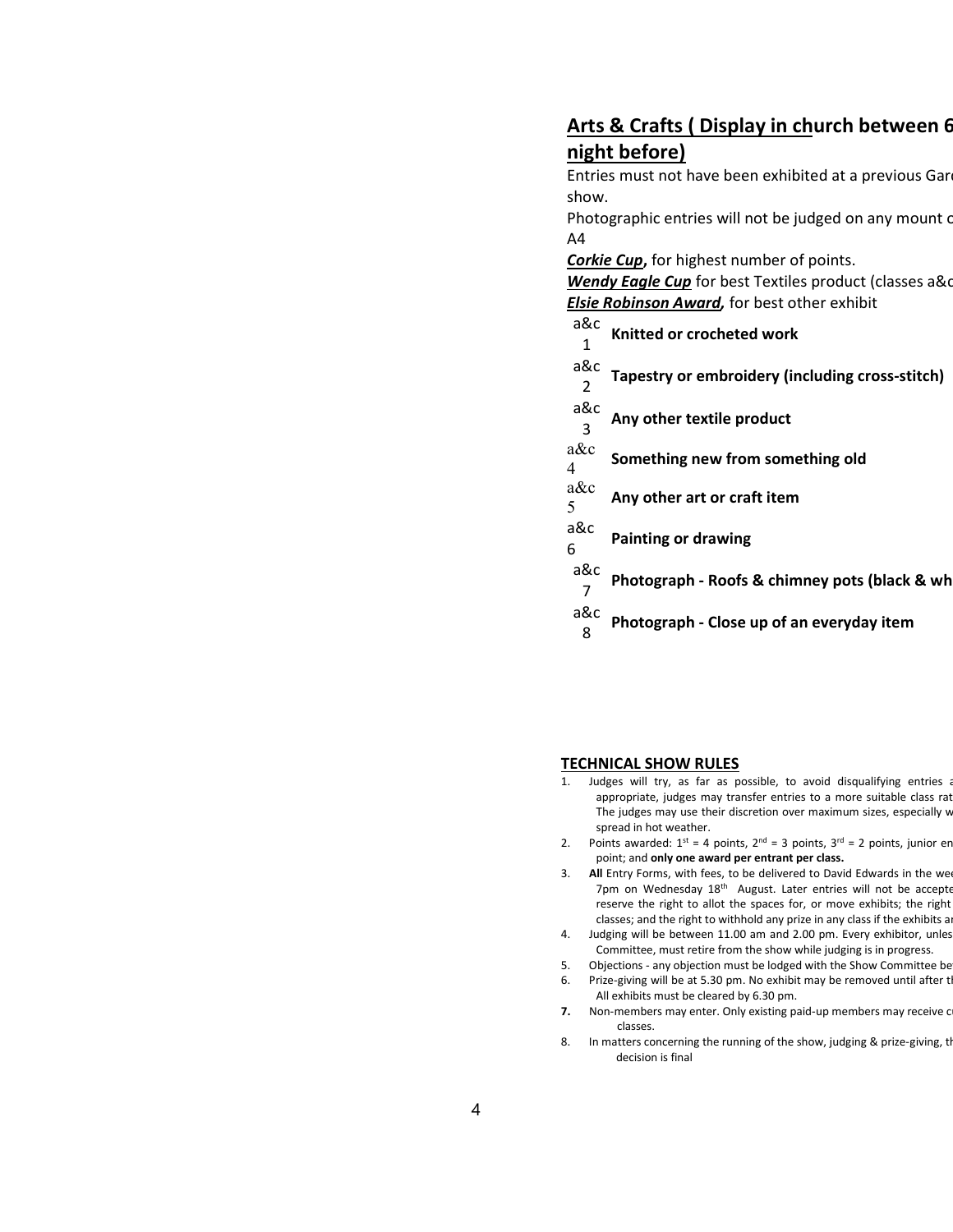## Arts & Crafts ( Display in church between 6 night before)

Entries must not have been exhibited at a previous Gar show.

Photographic entries will not be judged on any mount c A4

***Corkie Cup***, for highest number of points.

***Wendy Eagle Cup*** for best Textiles product (classes a&c

***Elsie Robinson Award***, for best other exhibit

| | |
|---|---|
| a&c 1 | **Knitted or crocheted work** |
| a&c 2 | **Tapestry or embroidery (including cross-stitch)** |
| a&c 3 | **Any other textile product** |
| a&c 4 | **Something new from something old** |
| a&c 5 | **Any other art or craft item** |
| a&c 6 | **Painting or drawing** |
| a&c 7 | **Photograph - Roofs & chimney pots (black & wh** |
| a&c 8 | **Photograph - Close up of an everyday item** |

## TECHNICAL SHOW RULES

1. Judges will try, as far as possible, to avoid disqualifying entries a appropriate, judges may transfer entries to a more suitable class rat The judges may use their discretion over maximum sizes, especially w spread in hot weather.
2. Points awarded: 1st = 4 points, 2nd = 3 points, 3rd = 2 points, junior en point; and **only one award per entrant per class.**
3. **All** Entry Forms, with fees, to be delivered to David Edwards in the wee 7pm on Wednesday 18th August. Later entries will not be accepte reserve the right to allot the spaces for, or move exhibits; the right classes; and the right to withhold any prize in any class if the exhibits ar
4. Judging will be between 11.00 am and 2.00 pm. Every exhibitor, unles Committee, must retire from the show while judging is in progress.
5. Objections - any objection must be lodged with the Show Committee be
6. Prize-giving will be at 5.30 pm. No exhibit may be removed until after th All exhibits must be cleared by 6.30 pm.
7. Non-members may enter. Only existing paid-up members may receive c classes.
8. In matters concerning the running of the show, judging & prize-giving, th decision is final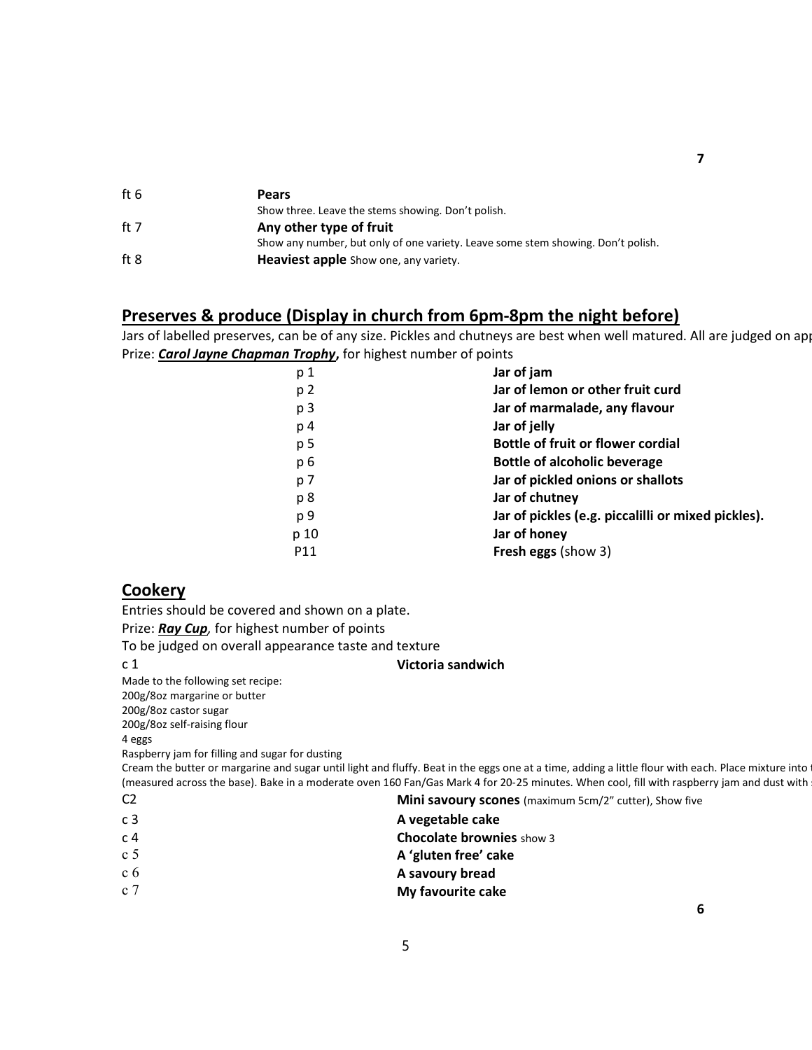| | |
|---|---|
| ft 6 | **Pears**<br>Show three. Leave the stems showing. Don't polish. |
| ft 7 | **Any other type of fruit**<br>Show any number, but only of one variety. Leave some stem showing. Don't polish. |
| ft 8 | **Heaviest apple** Show one, any variety. |

## Preserves & produce (Display in church from 6pm-8pm the night before)

Jars of labelled preserves, can be of any size. Pickles and chutneys are best when well matured. All are judged on app

Prize: ***Carol Jayne Chapman Trophy*****,** for highest number of points

| | |
|---|---|
| p 1 | **Jar of jam** |
| p 2 | **Jar of lemon or other fruit curd** |
| p 3 | **Jar of marmalade, any flavour** |
| p 4 | **Jar of jelly** |
| p 5 | **Bottle of fruit or flower cordial** |
| p 6 | **Bottle of alcoholic beverage** |
| p 7 | **Jar of pickled onions or shallots** |
| p 8 | **Jar of chutney** |
| p 9 | **Jar of pickles (e.g. piccalilli or mixed pickles).** |
| p 10 | **Jar of honey** |
| P11 | **Fresh eggs** (show 3) |

## Cookery

Entries should be covered and shown on a plate.

Prize: ***Ray Cup****,* for highest number of points

To be judged on overall appearance taste and texture

c 1 **Victoria sandwich**

Made to the following set recipe:
200g/8oz margarine or butter
200g/8oz castor sugar
200g/8oz self-raising flour
4 eggs
Raspberry jam for filling and sugar for dusting

Cream the butter or margarine and sugar until light and fluffy. Beat in the eggs one at a time, adding a little flour with each. Place mixture into t (measured across the base). Bake in a moderate oven 160 Fan/Gas Mark 4 for 20-25 minutes. When cool, fill with raspberry jam and dust with s

| | |
|---|---|
| C2 | **Mini savoury scones** (maximum 5cm/2" cutter), Show five |
| c 3 | **A vegetable cake** |
| c 4 | **Chocolate brownies** show 3 |
| c 5 | **A 'gluten free' cake** |
| c 6 | **A savoury bread** |
| c 7 | **My favourite cake** |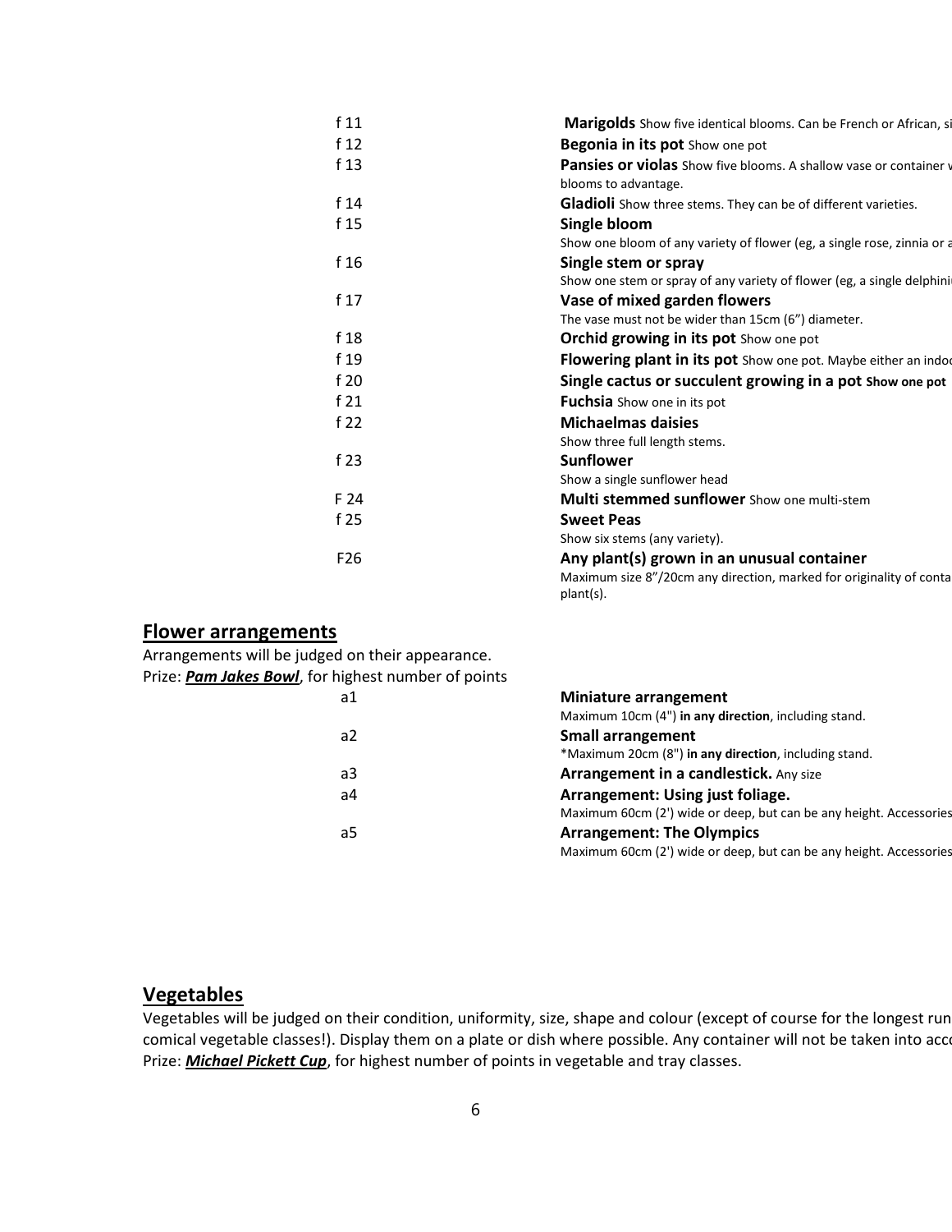| | |
|---|---|
| f 11 | **Marigolds** Show five identical blooms. Can be French or African, si |
| f 12 | **Begonia in its pot** Show one pot |
| f 13 | **Pansies or violas** Show five blooms. A shallow vase or container v blooms to advantage. |
| f 14 | **Gladioli** Show three stems. They can be of different varieties. |
| f 15 | **Single bloom** Show one bloom of any variety of flower (eg, a single rose, zinnia or a |
| f 16 | **Single stem or spray** Show one stem or spray of any variety of flower (eg, a single delphini |
| f 17 | **Vase of mixed garden flowers** The vase must not be wider than 15cm (6") diameter. |
| f 18 | **Orchid growing in its pot** Show one pot |
| f 19 | **Flowering plant in its pot** Show one pot. Maybe either an indoo |
| f 20 | **Single cactus or succulent growing in a pot Show one pot** |
| f 21 | **Fuchsia** Show one in its pot |
| f 22 | **Michaelmas daisies** Show three full length stems. |
| f 23 | **Sunflower** Show a single sunflower head |
| F 24 | **Multi stemmed sunflower** Show one multi-stem |
| f 25 | **Sweet Peas** Show six stems (any variety). |
| F26 | **Any plant(s) grown in an unusual container** Maximum size 8"/20cm any direction, marked for originality of conta plant(s). |

## Flower arrangements

Arrangements will be judged on their appearance.
Prize: ***Pam Jakes Bowl***, for highest number of points

| | |
|---|---|
| a1 | **Miniature arrangement** Maximum 10cm (4") **in any direction**, including stand. |
| a2 | **Small arrangement** *Maximum 20cm (8") **in any direction**, including stand. |
| a3 | **Arrangement in a candlestick.** Any size |
| a4 | **Arrangement: Using just foliage.** Maximum 60cm (2') wide or deep, but can be any height. Accessories |
| a5 | **Arrangement: The Olympics** Maximum 60cm (2') wide or deep, but can be any height. Accessories |

## Vegetables

Vegetables will be judged on their condition, uniformity, size, shape and colour (except of course for the longest run comical vegetable classes!). Display them on a plate or dish where possible. Any container will not be taken into acco
Prize: ***Michael Pickett Cup***, for highest number of points in vegetable and tray classes.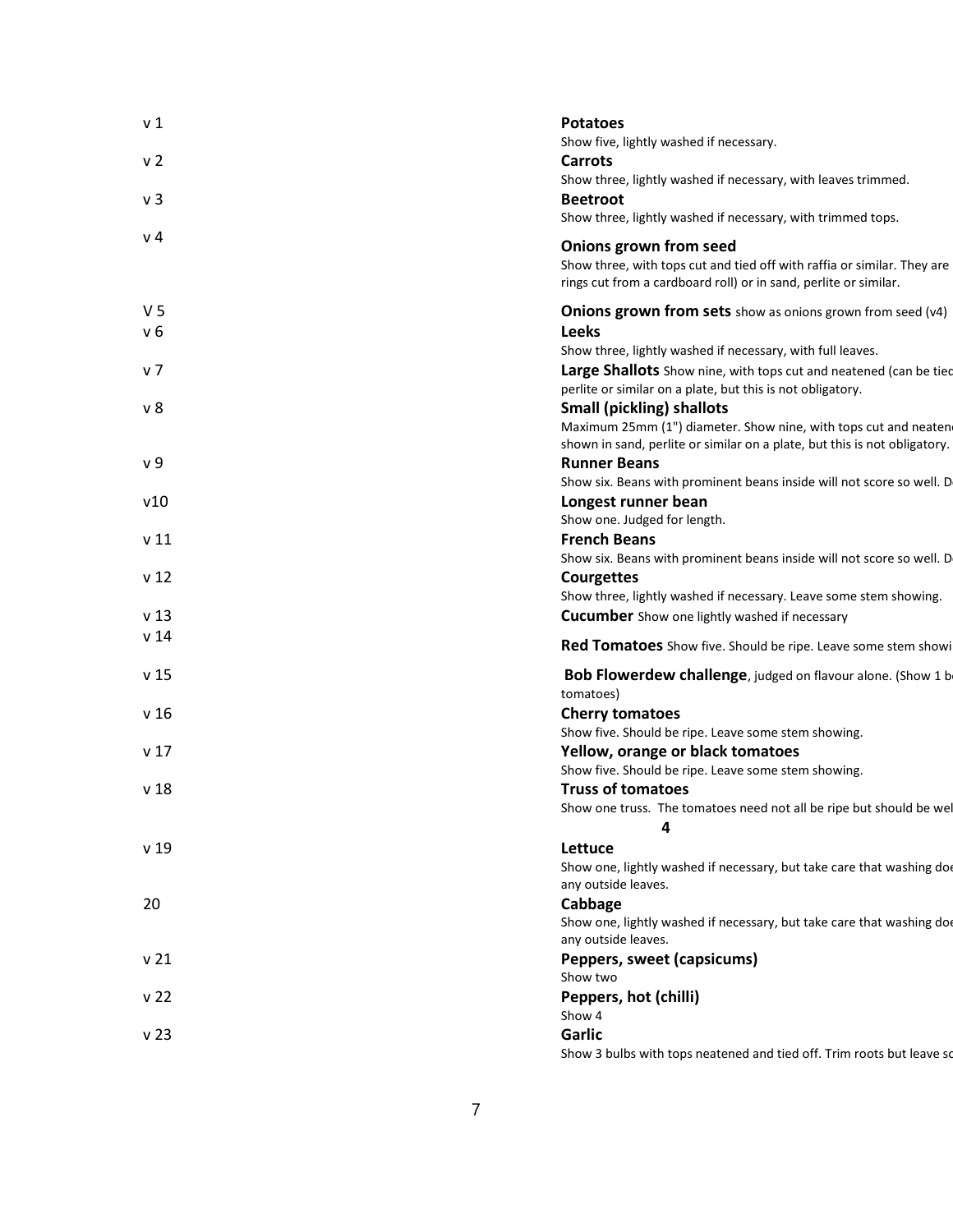| | |
|---|---|
| v 1 | **Potatoes**<br>Show five, lightly washed if necessary. |
| v 2 | **Carrots**<br>Show three, lightly washed if necessary, with leaves trimmed. |
| v 3 | **Beetroot**<br>Show three, lightly washed if necessary, with trimmed tops. |
| v 4 | **Onions grown from seed**<br>Show three, with tops cut and tied off with raffia or similar. They are rings cut from a cardboard roll) or in sand, perlite or similar. |
| V 5 | **Onions grown from sets** show as onions grown from seed (v4) |
| v 6 | **Leeks**<br>Show three, lightly washed if necessary, with full leaves. |
| v 7 | **Large Shallots** Show nine, with tops cut and neatened (can be tied perlite or similar on a plate, but this is not obligatory. |
| v 8 | **Small (pickling) shallots**<br>Maximum 25mm (1") diameter. Show nine, with tops cut and neaten shown in sand, perlite or similar on a plate, but this is not obligatory. |
| v 9 | **Runner Beans**<br>Show six. Beans with prominent beans inside will not score so well. D |
| v10 | **Longest runner bean**<br>Show one. Judged for length. |
| v 11 | **French Beans**<br>Show six. Beans with prominent beans inside will not score so well. D |
| v 12 | **Courgettes**<br>Show three, lightly washed if necessary. Leave some stem showing. |
| v 13 | **Cucumber** Show one lightly washed if necessary |
| v 14 | **Red Tomatoes** Show five. Should be ripe. Leave some stem showi |
| v 15 | **Bob Flowerdew challenge**, judged on flavour alone. (Show 1 b tomatoes) |
| v 16 | **Cherry tomatoes**<br>Show five. Should be ripe. Leave some stem showing. |
| v 17 | **Yellow, orange or black tomatoes**<br>Show five. Should be ripe. Leave some stem showing. |
| v 18 | **Truss of tomatoes**<br>Show one truss. The tomatoes need not all be ripe but should be wel |
| | **4** |
| v 19 | **Lettuce**<br>Show one, lightly washed if necessary, but take care that washing doe any outside leaves. |
| 20 | **Cabbage**<br>Show one, lightly washed if necessary, but take care that washing doe any outside leaves. |
| v 21 | **Peppers, sweet (capsicums)**<br>Show two |
| v 22 | **Peppers, hot (chilli)**<br>Show 4 |
| v 23 | **Garlic**<br>Show 3 bulbs with tops neatened and tied off. Trim roots but leave sc |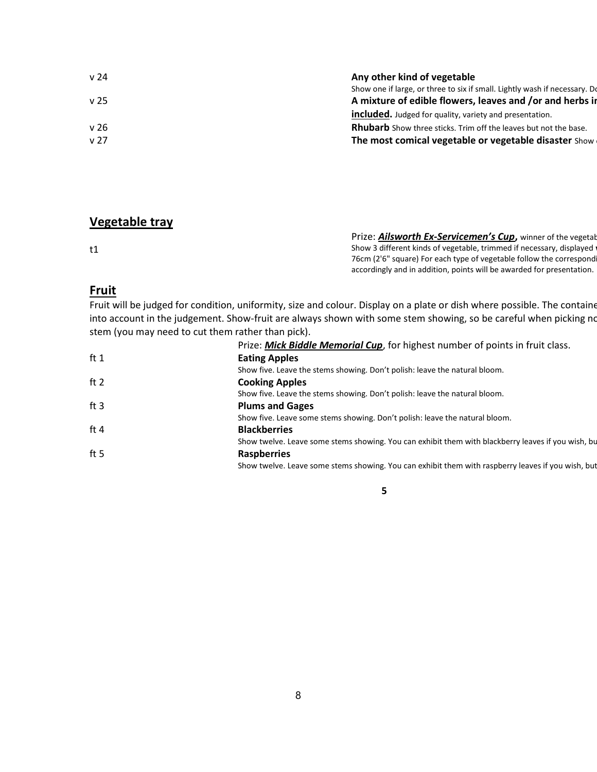v 24 **Any other kind of vegetable**
Show one if large, or three to six if small. Lightly wash if necessary. Do

v 25 **A mixture of edible flowers, leaves and /or and herbs in**
**included.** Judged for quality, variety and presentation.

v 26 **Rhubarb** Show three sticks. Trim off the leaves but not the base.

v 27 **The most comical vegetable or vegetable disaster** Show

## Vegetable tray

Prize: ***Ailsworth Ex-Servicemen's Cup***, winner of the vegetab

t1 Show 3 different kinds of vegetable, trimmed if necessary, displayed 76cm (2'6" square) For each type of vegetable follow the correspondi accordingly and in addition, points will be awarded for presentation.

## Fruit

Fruit will be judged for condition, uniformity, size and colour. Display on a plate or dish where possible. The containe into account in the judgement. Show-fruit are always shown with some stem showing, so be careful when picking no stem (you may need to cut them rather than pick).

Prize: ***Mick Biddle Memorial Cup***, for highest number of points in fruit class.

ft 1 **Eating Apples**
Show five. Leave the stems showing. Don't polish: leave the natural bloom.

ft 2 **Cooking Apples**
Show five. Leave the stems showing. Don't polish: leave the natural bloom.

ft 3 **Plums and Gages**
Show five. Leave some stems showing. Don't polish: leave the natural bloom.

ft 4 **Blackberries**
Show twelve. Leave some stems showing. You can exhibit them with blackberry leaves if you wish, bu

ft 5 **Raspberries**
Show twelve. Leave some stems showing. You can exhibit them with raspberry leaves if you wish, but

5